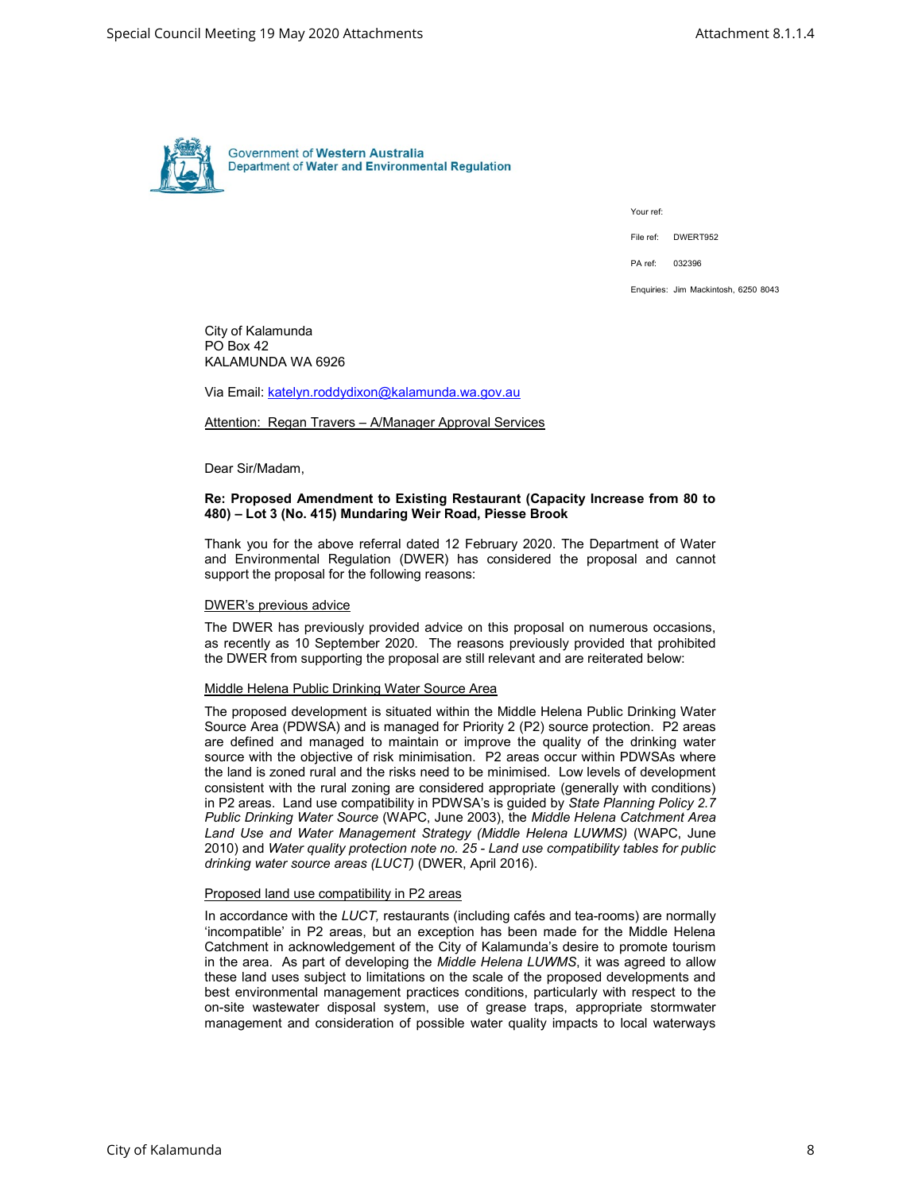Government of **Western Australia**
Department of **Water and Environmental Regulation**

Your ref:

File ref: DWERT952

PA ref: 032396

Enquiries: Jim Mackintosh, 6250 8043

City of Kalamunda
PO Box 42
KALAMUNDA WA 6926

Via Email: katelyn.roddydixon@kalamunda.wa.gov.au

Attention: Regan Travers – A/Manager Approval Services

Dear Sir/Madam,

**Re: Proposed Amendment to Existing Restaurant (Capacity Increase from 80 to 480) – Lot 3 (No. 415) Mundaring Weir Road, Piesse Brook**

Thank you for the above referral dated 12 February 2020. The Department of Water and Environmental Regulation (DWER) has considered the proposal and cannot support the proposal for the following reasons:

DWER's previous advice

The DWER has previously provided advice on this proposal on numerous occasions, as recently as 10 September 2020. The reasons previously provided that prohibited the DWER from supporting the proposal are still relevant and are reiterated below:

Middle Helena Public Drinking Water Source Area

The proposed development is situated within the Middle Helena Public Drinking Water Source Area (PDWSA) and is managed for Priority 2 (P2) source protection. P2 areas are defined and managed to maintain or improve the quality of the drinking water source with the objective of risk minimisation. P2 areas occur within PDWSAs where the land is zoned rural and the risks need to be minimised. Low levels of development consistent with the rural zoning are considered appropriate (generally with conditions) in P2 areas. Land use compatibility in PDWSA's is guided by *State Planning Policy 2.7 Public Drinking Water Source* (WAPC, June 2003), the *Middle Helena Catchment Area Land Use and Water Management Strategy (Middle Helena LUWMS)* (WAPC, June 2010) and *Water quality protection note no. 25 - Land use compatibility tables for public drinking water source areas (LUCT)* (DWER, April 2016).

Proposed land use compatibility in P2 areas

In accordance with the *LUCT,* restaurants (including cafés and tea-rooms) are normally 'incompatible' in P2 areas, but an exception has been made for the Middle Helena Catchment in acknowledgement of the City of Kalamunda's desire to promote tourism in the area. As part of developing the *Middle Helena LUWMS*, it was agreed to allow these land uses subject to limitations on the scale of the proposed developments and best environmental management practices conditions, particularly with respect to the on-site wastewater disposal system, use of grease traps, appropriate stormwater management and consideration of possible water quality impacts to local waterways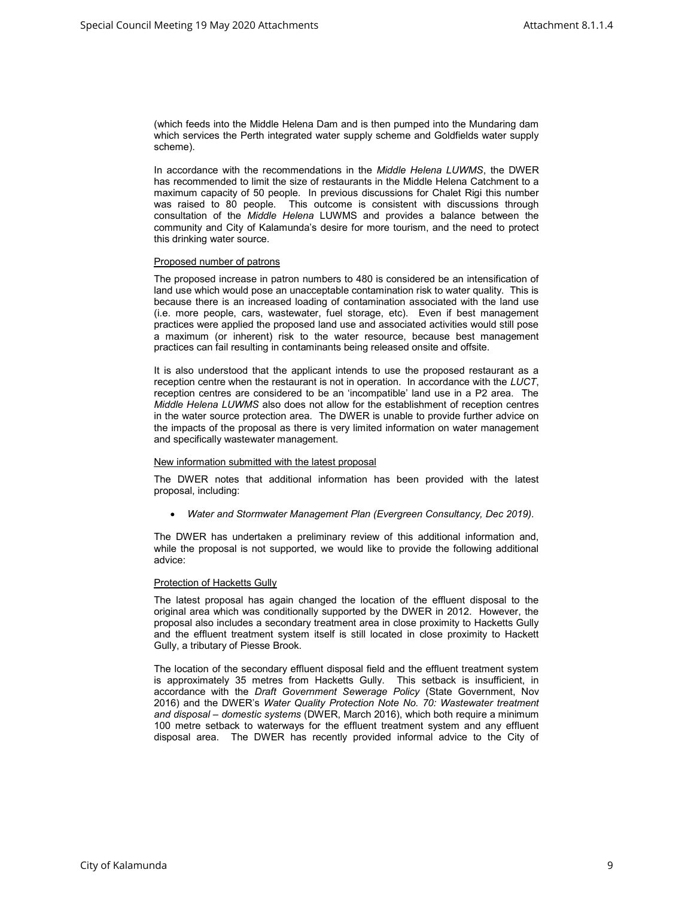(which feeds into the Middle Helena Dam and is then pumped into the Mundaring dam which services the Perth integrated water supply scheme and Goldfields water supply scheme).

In accordance with the recommendations in the *Middle Helena LUWMS*, the DWER has recommended to limit the size of restaurants in the Middle Helena Catchment to a maximum capacity of 50 people. In previous discussions for Chalet Rigi this number was raised to 80 people. This outcome is consistent with discussions through consultation of the *Middle Helena* LUWMS and provides a balance between the community and City of Kalamunda's desire for more tourism, and the need to protect this drinking water source.

Proposed number of patrons

The proposed increase in patron numbers to 480 is considered be an intensification of land use which would pose an unacceptable contamination risk to water quality. This is because there is an increased loading of contamination associated with the land use (i.e. more people, cars, wastewater, fuel storage, etc). Even if best management practices were applied the proposed land use and associated activities would still pose a maximum (or inherent) risk to the water resource, because best management practices can fail resulting in contaminants being released onsite and offsite.

It is also understood that the applicant intends to use the proposed restaurant as a reception centre when the restaurant is not in operation. In accordance with the *LUCT*, reception centres are considered to be an 'incompatible' land use in a P2 area. The *Middle Helena LUWMS* also does not allow for the establishment of reception centres in the water source protection area. The DWER is unable to provide further advice on the impacts of the proposal as there is very limited information on water management and specifically wastewater management.

New information submitted with the latest proposal

The DWER notes that additional information has been provided with the latest proposal, including:

- *Water and Stormwater Management Plan (Evergreen Consultancy, Dec 2019).*

The DWER has undertaken a preliminary review of this additional information and, while the proposal is not supported, we would like to provide the following additional advice:

Protection of Hacketts Gully

The latest proposal has again changed the location of the effluent disposal to the original area which was conditionally supported by the DWER in 2012. However, the proposal also includes a secondary treatment area in close proximity to Hacketts Gully and the effluent treatment system itself is still located in close proximity to Hackett Gully, a tributary of Piesse Brook.

The location of the secondary effluent disposal field and the effluent treatment system is approximately 35 metres from Hacketts Gully. This setback is insufficient, in accordance with the *Draft Government Sewerage Policy* (State Government, Nov 2016) and the DWER's *Water Quality Protection Note No. 70: Wastewater treatment and disposal – domestic systems* (DWER, March 2016), which both require a minimum 100 metre setback to waterways for the effluent treatment system and any effluent disposal area. The DWER has recently provided informal advice to the City of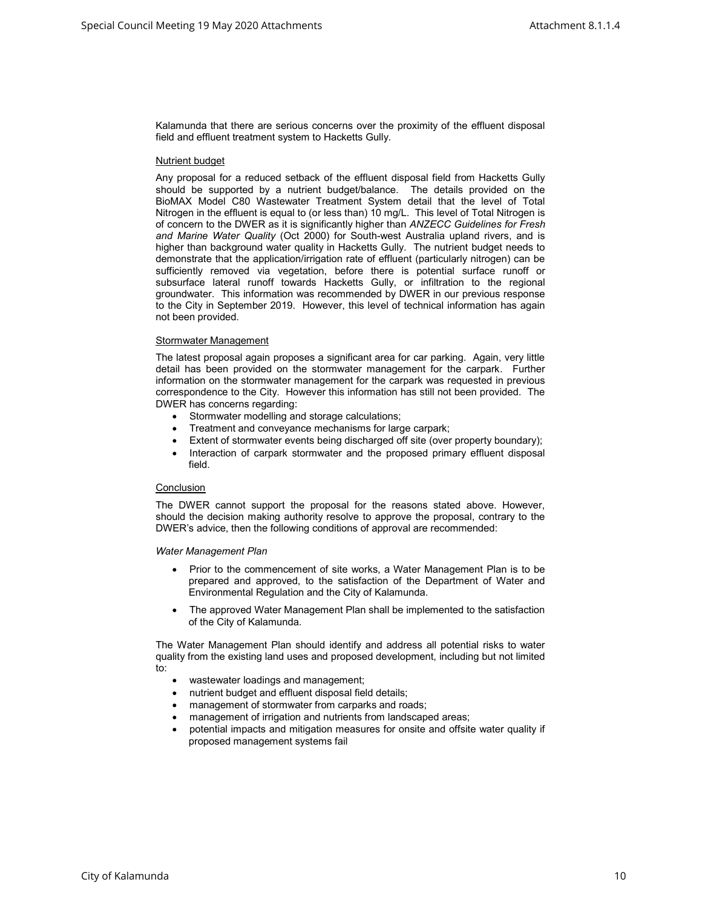Kalamunda that there are serious concerns over the proximity of the effluent disposal field and effluent treatment system to Hacketts Gully.

## Nutrient budget

Any proposal for a reduced setback of the effluent disposal field from Hacketts Gully should be supported by a nutrient budget/balance. The details provided on the BioMAX Model C80 Wastewater Treatment System detail that the level of Total Nitrogen in the effluent is equal to (or less than) 10 mg/L. This level of Total Nitrogen is of concern to the DWER as it is significantly higher than *ANZECC Guidelines for Fresh and Marine Water Quality* (Oct 2000) for South-west Australia upland rivers, and is higher than background water quality in Hacketts Gully. The nutrient budget needs to demonstrate that the application/irrigation rate of effluent (particularly nitrogen) can be sufficiently removed via vegetation, before there is potential surface runoff or subsurface lateral runoff towards Hacketts Gully, or infiltration to the regional groundwater. This information was recommended by DWER in our previous response to the City in September 2019. However, this level of technical information has again not been provided.

## Stormwater Management

The latest proposal again proposes a significant area for car parking. Again, very little detail has been provided on the stormwater management for the carpark. Further information on the stormwater management for the carpark was requested in previous correspondence to the City. However this information has still not been provided. The DWER has concerns regarding:

- Stormwater modelling and storage calculations;
- Treatment and conveyance mechanisms for large carpark;
- Extent of stormwater events being discharged off site (over property boundary);
- Interaction of carpark stormwater and the proposed primary effluent disposal field.

## Conclusion

The DWER cannot support the proposal for the reasons stated above. However, should the decision making authority resolve to approve the proposal, contrary to the DWER's advice, then the following conditions of approval are recommended:

*Water Management Plan*

- Prior to the commencement of site works, a Water Management Plan is to be prepared and approved, to the satisfaction of the Department of Water and Environmental Regulation and the City of Kalamunda.
- The approved Water Management Plan shall be implemented to the satisfaction of the City of Kalamunda.

The Water Management Plan should identify and address all potential risks to water quality from the existing land uses and proposed development, including but not limited to:

- wastewater loadings and management;
- nutrient budget and effluent disposal field details;
- management of stormwater from carparks and roads;
- management of irrigation and nutrients from landscaped areas;
- potential impacts and mitigation measures for onsite and offsite water quality if proposed management systems fail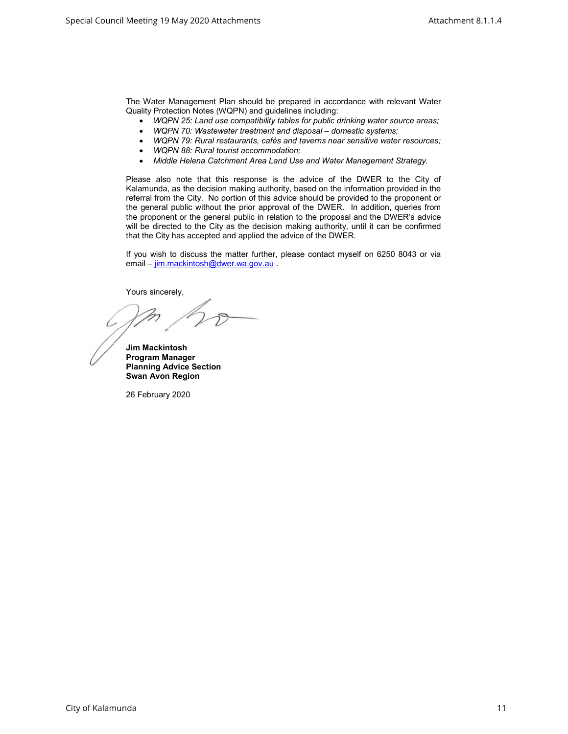The Water Management Plan should be prepared in accordance with relevant Water Quality Protection Notes (WQPN) and guidelines including:

- *WQPN 25: Land use compatibility tables for public drinking water source areas;*
- *WQPN 70: Wastewater treatment and disposal – domestic systems;*
- *WQPN 79: Rural restaurants, cafés and taverns near sensitive water resources;*
- *WQPN 88: Rural tourist accommodation;*
- *Middle Helena Catchment Area Land Use and Water Management Strategy.*

Please also note that this response is the advice of the DWER to the City of Kalamunda, as the decision making authority, based on the information provided in the referral from the City. No portion of this advice should be provided to the proponent or the general public without the prior approval of the DWER. In addition, queries from the proponent or the general public in relation to the proposal and the DWER's advice will be directed to the City as the decision making authority, until it can be confirmed that the City has accepted and applied the advice of the DWER.

If you wish to discuss the matter further, please contact myself on 6250 8043 or via email – jim.mackintosh@dwer.wa.gov.au .

Yours sincerely,

**Jim Mackintosh**
**Program Manager**
**Planning Advice Section**
**Swan Avon Region**

26 February 2020